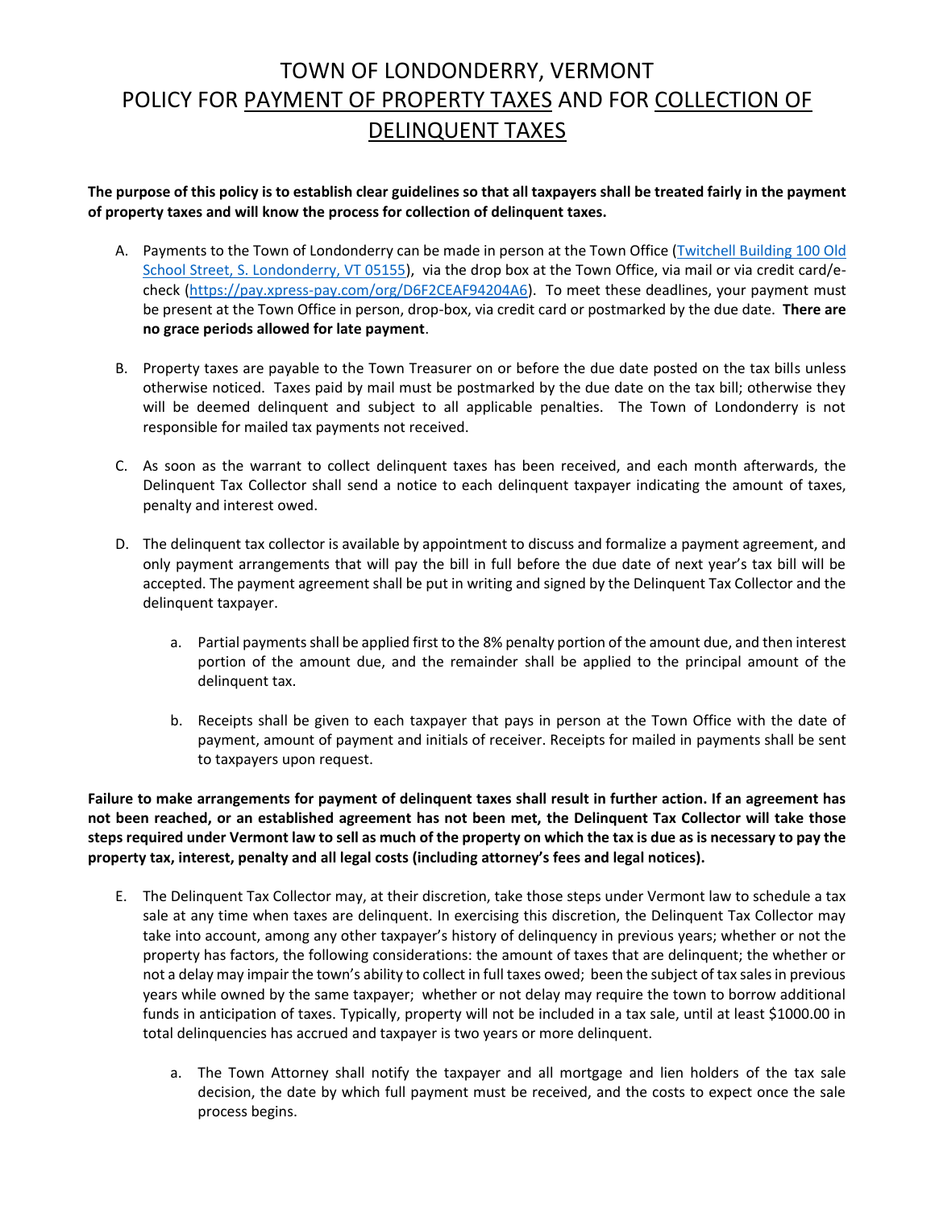# TOWN OF LONDONDERRY, VERMONT
# POLICY FOR PAYMENT OF PROPERTY TAXES AND FOR COLLECTION OF DELINQUENT TAXES

**The purpose of this policy is to establish clear guidelines so that all taxpayers shall be treated fairly in the payment of property taxes and will know the process for collection of delinquent taxes.**

A. Payments to the Town of Londonderry can be made in person at the Town Office ([Twitchell Building 100 Old School Street, S. Londonderry, VT 05155](Twitchell Building 100 Old School Street, S. Londonderry, VT 05155)), via the drop box at the Town Office, via mail or via credit card/e-check ([https://pay.xpress-pay.com/org/D6F2CEAF94204A6](https://pay.xpress-pay.com/org/D6F2CEAF94204A6)). To meet these deadlines, your payment must be present at the Town Office in person, drop-box, via credit card or postmarked by the due date. **There are no grace periods allowed for late payment**.

B. Property taxes are payable to the Town Treasurer on or before the due date posted on the tax bills unless otherwise noticed. Taxes paid by mail must be postmarked by the due date on the tax bill; otherwise they will be deemed delinquent and subject to all applicable penalties. The Town of Londonderry is not responsible for mailed tax payments not received.

C. As soon as the warrant to collect delinquent taxes has been received, and each month afterwards, the Delinquent Tax Collector shall send a notice to each delinquent taxpayer indicating the amount of taxes, penalty and interest owed.

D. The delinquent tax collector is available by appointment to discuss and formalize a payment agreement, and only payment arrangements that will pay the bill in full before the due date of next year's tax bill will be accepted. The payment agreement shall be put in writing and signed by the Delinquent Tax Collector and the delinquent taxpayer.

   a. Partial payments shall be applied first to the 8% penalty portion of the amount due, and then interest portion of the amount due, and the remainder shall be applied to the principal amount of the delinquent tax.

   b. Receipts shall be given to each taxpayer that pays in person at the Town Office with the date of payment, amount of payment and initials of receiver. Receipts for mailed in payments shall be sent to taxpayers upon request.

**Failure to make arrangements for payment of delinquent taxes shall result in further action. If an agreement has not been reached, or an established agreement has not been met, the Delinquent Tax Collector will take those steps required under Vermont law to sell as much of the property on which the tax is due as is necessary to pay the property tax, interest, penalty and all legal costs (including attorney's fees and legal notices).**

E. The Delinquent Tax Collector may, at their discretion, take those steps under Vermont law to schedule a tax sale at any time when taxes are delinquent. In exercising this discretion, the Delinquent Tax Collector may take into account, among any other taxpayer's history of delinquency in previous years; whether or not the property has factors, the following considerations: the amount of taxes that are delinquent; the whether or not a delay may impair the town's ability to collect in full taxes owed; been the subject of tax sales in previous years while owned by the same taxpayer; whether or not delay may require the town to borrow additional funds in anticipation of taxes. Typically, property will not be included in a tax sale, until at least $1000.00 in total delinquencies has accrued and taxpayer is two years or more delinquent.

   a. The Town Attorney shall notify the taxpayer and all mortgage and lien holders of the tax sale decision, the date by which full payment must be received, and the costs to expect once the sale process begins.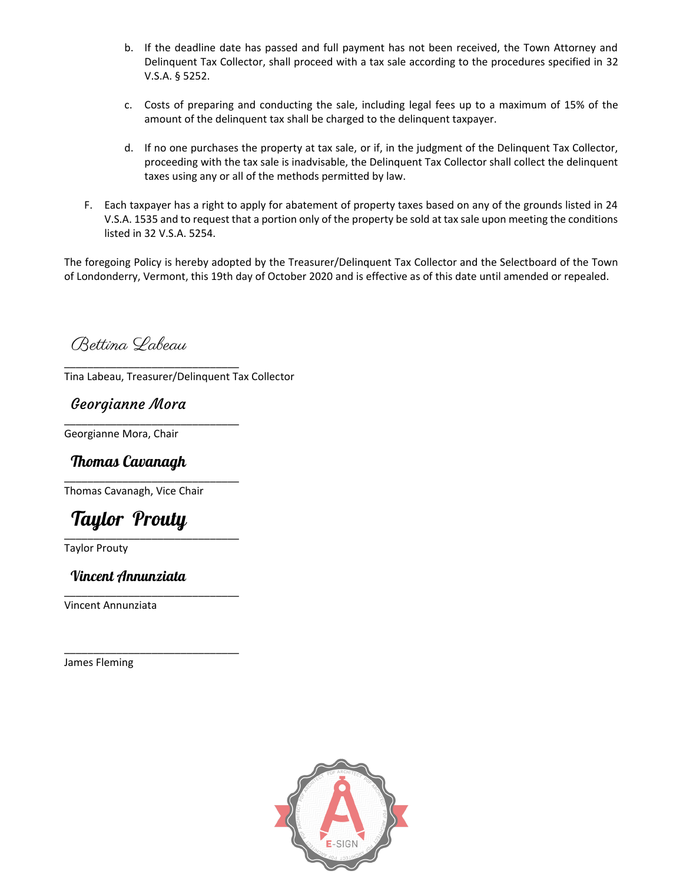b. If the deadline date has passed and full payment has not been received, the Town Attorney and Delinquent Tax Collector, shall proceed with a tax sale according to the procedures specified in 32 V.S.A. § 5252.

c. Costs of preparing and conducting the sale, including legal fees up to a maximum of 15% of the amount of the delinquent tax shall be charged to the delinquent taxpayer.

d. If no one purchases the property at tax sale, or if, in the judgment of the Delinquent Tax Collector, proceeding with the tax sale is inadvisable, the Delinquent Tax Collector shall collect the delinquent taxes using any or all of the methods permitted by law.

F. Each taxpayer has a right to apply for abatement of property taxes based on any of the grounds listed in 24 V.S.A. 1535 and to request that a portion only of the property be sold at tax sale upon meeting the conditions listed in 32 V.S.A. 5254.

The foregoing Policy is hereby adopted by the Treasurer/Delinquent Tax Collector and the Selectboard of the Town of Londonderry, Vermont, this 19th day of October 2020 and is effective as of this date until amended or repealed.

*Bettina Labeau*
______________________________
Tina Labeau, Treasurer/Delinquent Tax Collector

*Georgianne Mora*
______________________________
Georgianne Mora, Chair

*Thomas Cavanagh*
______________________________
Thomas Cavanagh, Vice Chair

*Taylor Prouty*
______________________________
Taylor Prouty

*Vincent Annunziata*
______________________________
Vincent Annunziata

______________________________
James Fleming